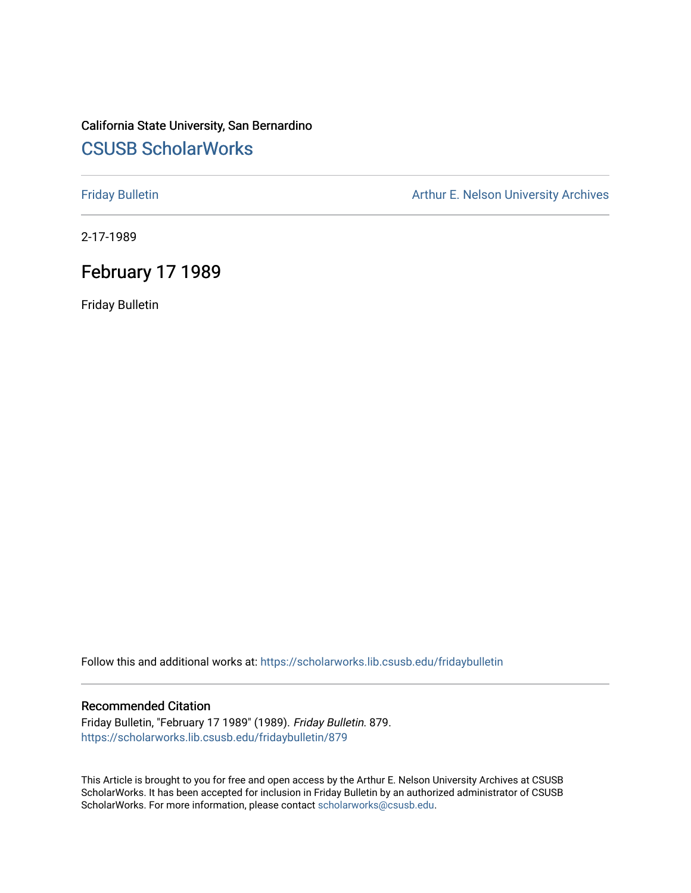California State University, San Bernardino

# CSUSB ScholarWorks

Friday Bulletin

Arthur E. Nelson University Archives

2-17-1989

## February 17 1989

Friday Bulletin

Follow this and additional works at: https://scholarworks.lib.csusb.edu/fridaybulletin

### Recommended Citation

Friday Bulletin, "February 17 1989" (1989). *Friday Bulletin*. 879.
https://scholarworks.lib.csusb.edu/fridaybulletin/879

This Article is brought to you for free and open access by the Arthur E. Nelson University Archives at CSUSB ScholarWorks. It has been accepted for inclusion in Friday Bulletin by an authorized administrator of CSUSB ScholarWorks. For more information, please contact scholarworks@csusb.edu.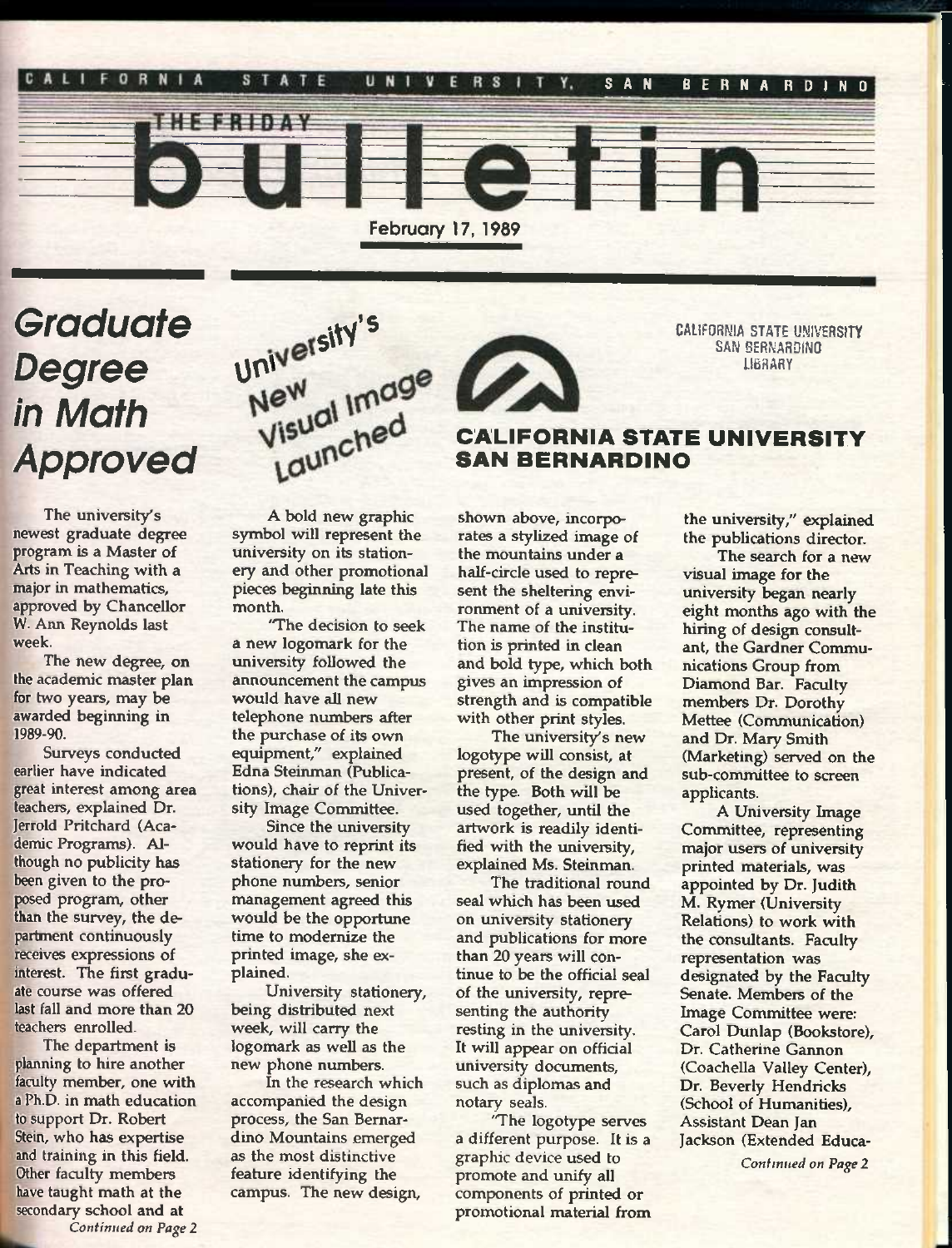CALIFORNIA STATE UNIVERSITY, SAN BERNARDINO

# THE FRIDAY bulletin

February 17, 1989

## Graduate Degree in Math Approved

The university's newest graduate degree program is a Master of Arts in Teaching with a major in mathematics, approved by Chancellor W. Ann Reynolds last week.

The new degree, on the academic master plan for two years, may be awarded beginning in 1989-90.

Surveys conducted earlier have indicated great interest among area teachers, explained Dr. Jerrold Pritchard (Academic Programs). Although no publicity has been given to the proposed program, other than the survey, the department continuously receives expressions of interest. The first graduate course was offered last fall and more than 20 teachers enrolled.

The department is planning to hire another faculty member, one with a Ph.D. in math education to support Dr. Robert Stein, who has expertise and training in this field. Other faculty members have taught math at the secondary school and at

*Continued on Page 2*

## University's New Visual Image Launched

CALIFORNIA STATE UNIVERSITY SAN BERNARDINO LIBRARY

**CALIFORNIA STATE UNIVERSITY SAN BERNARDINO**

A bold new graphic symbol will represent the university on its stationery and other promotional pieces beginning late this month.

"The decision to seek a new logomark for the university followed the announcement the campus would have all new telephone numbers after the purchase of its own equipment," explained Edna Steinman (Publications), chair of the University Image Committee.

Since the university would have to reprint its stationery for the new phone numbers, senior management agreed this would be the opportune time to modernize the printed image, she explained.

University stationery, being distributed next week, will carry the logomark as well as the new phone numbers.

In the research which accompanied the design process, the San Bernardino Mountains emerged as the most distinctive feature identifying the campus. The new design, shown above, incorporates a stylized image of the mountains under a half-circle used to represent the sheltering environment of a university. The name of the institution is printed in clean and bold type, which both gives an impression of strength and is compatible with other print styles.

The university's new logotype will consist, at present, of the design and the type. Both will be used together, until the artwork is readily identified with the university, explained Ms. Steinman.

The traditional round seal which has been used on university stationery and publications for more than 20 years will continue to be the official seal of the university, representing the authority resting in the university. It will appear on official university documents, such as diplomas and notary seals.

"The logotype serves a different purpose. It is a graphic device used to promote and unify all components of printed or promotional material from the university," explained the publications director.

The search for a new visual image for the university began nearly eight months ago with the hiring of design consultant, the Gardner Communications Group from Diamond Bar. Faculty members Dr. Dorothy Mettee (Communication) and Dr. Mary Smith (Marketing) served on the sub-committee to screen applicants.

A University Image Committee, representing major users of university printed materials, was appointed by Dr. Judith M. Rymer (University Relations) to work with the consultants. Faculty representation was designated by the Faculty Senate. Members of the Image Committee were: Carol Dunlap (Bookstore), Dr. Catherine Gannon (Coachella Valley Center), Dr. Beverly Hendricks (School of Humanities), Assistant Dean Jan Jackson (Extended Educa-

*Continued on Page 2*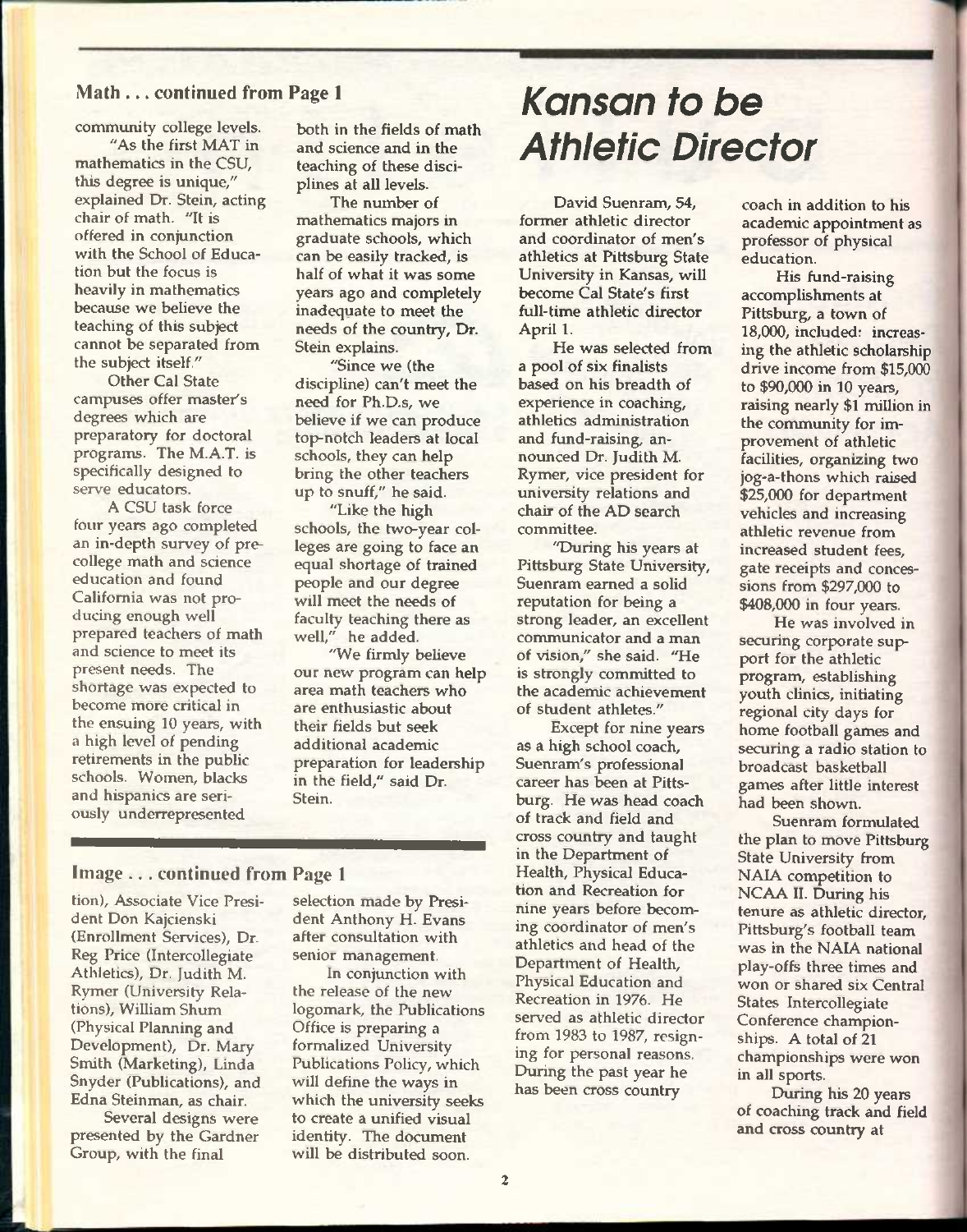### Math . . . continued from Page 1

community college levels.

"As the first MAT in mathematics in the CSU, this degree is unique," explained Dr. Stein, acting chair of math. "It is offered in conjunction with the School of Education but the focus is heavily in mathematics because we believe the teaching of this subject cannot be separated from the subject itself."

Other Cal State campuses offer master's degrees which are preparatory for doctoral programs. The M.A.T. is specifically designed to serve educators.

A CSU task force four years ago completed an in-depth survey of pre-college math and science education and found California was not producing enough well prepared teachers of math and science to meet its present needs. The shortage was expected to become more critical in the ensuing 10 years, with a high level of pending retirements in the public schools. Women, blacks and hispanics are seriously underrepresented both in the fields of math and science and in the teaching of these disciplines at all levels.

The number of mathematics majors in graduate schools, which can be easily tracked, is half of what it was some years ago and completely inadequate to meet the needs of the country, Dr. Stein explains.

"Since we (the discipline) can't meet the need for Ph.D.s, we believe if we can produce top-notch leaders at local schools, they can help bring the other teachers up to snuff," he said.

"Like the high schools, the two-year colleges are going to face an equal shortage of trained people and our degree will meet the needs of faculty teaching there as well," he added.

"We firmly believe our new program can help area math teachers who are enthusiastic about their fields but seek additional academic preparation for leadership in the field," said Dr. Stein.

### Image . . . continued from Page 1

tion), Associate Vice President Don Kajcienski (Enrollment Services), Dr. Reg Price (Intercollegiate Athletics), Dr. Judith M. Rymer (University Relations), William Shum (Physical Planning and Development), Dr. Mary Smith (Marketing), Linda Snyder (Publications), and Edna Steinman, as chair.

Several designs were presented by the Gardner Group, with the final selection made by President Anthony H. Evans after consultation with senior management.

In conjunction with the release of the new logomark, the Publications Office is preparing a formalized University Publications Policy, which will define the ways in which the university seeks to create a unified visual identity. The document will be distributed soon.

# *Kansan to be Athletic Director*

David Suenram, 54, former athletic director and coordinator of men's athletics at Pittsburg State University in Kansas, will become Cal State's first full-time athletic director April 1.

He was selected from a pool of six finalists based on his breadth of experience in coaching, athletics administration and fund-raising, announced Dr. Judith M. Rymer, vice president for university relations and chair of the AD search committee.

"During his years at Pittsburg State University, Suenram earned a solid reputation for being a strong leader, an excellent communicator and a man of vision," she said. "He is strongly committed to the academic achievement of student athletes."

Except for nine years as a high school coach, Suenram's professional career has been at Pittsburg. He was head coach of track and field and cross country and taught in the Department of Health, Physical Education and Recreation for nine years before becoming coordinator of men's athletics and head of the Department of Health, Physical Education and Recreation in 1976. He served as athletic director from 1983 to 1987, resigning for personal reasons. During the past year he has been cross country coach in addition to his academic appointment as professor of physical education.

His fund-raising accomplishments at Pittsburg, a town of 18,000, included: increasing the athletic scholarship drive income from $15,000 to $90,000 in 10 years, raising nearly $1 million in the community for improvement of athletic facilities, organizing two jog-a-thons which raised $25,000 for department vehicles and increasing athletic revenue from increased student fees, gate receipts and concessions from $297,000 to $408,000 in four years.

He was involved in securing corporate support for the athletic program, establishing youth clinics, initiating regional city days for home football games and securing a radio station to broadcast basketball games after little interest had been shown.

Suenram formulated the plan to move Pittsburg State University from NAIA competition to NCAA II. During his tenure as athletic director, Pittsburg's football team was in the NAIA national play-offs three times and won or shared six Central States Intercollegiate Conference championships. A total of 21 championships were won in all sports.

During his 20 years of coaching track and field and cross country at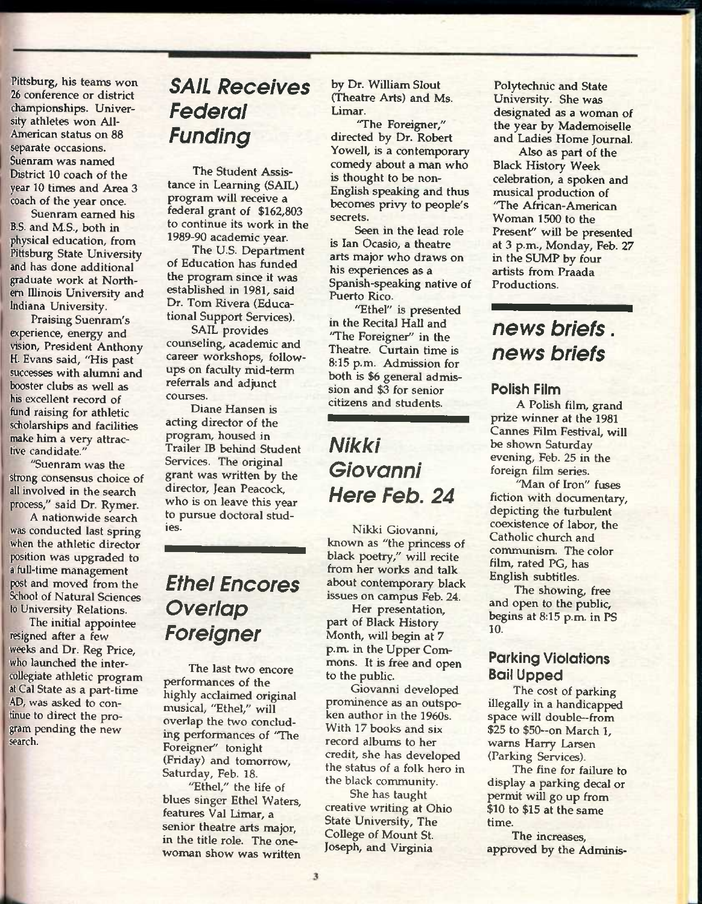Pittsburg, his teams won 26 conference or district championships. University athletes won All-American status on 88 separate occasions. Suenram was named District 10 coach of the year 10 times and Area 3 coach of the year once.

Suenram earned his B.S. and M.S., both in physical education, from Pittsburg State University and has done additional graduate work at Northern Illinois University and Indiana University.

Praising Suenram's experience, energy and vision, President Anthony H. Evans said, "His past successes with alumni and booster clubs as well as his excellent record of fund raising for athletic scholarships and facilities make him a very attractive candidate."

"Suenram was the strong consensus choice of all involved in the search process," said Dr. Rymer.

A nationwide search was conducted last spring when the athletic director position was upgraded to a full-time management post and moved from the School of Natural Sciences to University Relations.

The initial appointee resigned after a few weeks and Dr. Reg Price, who launched the intercollegiate athletic program at Cal State as a part-time AD, was asked to continue to direct the program pending the new search.

## SAIL Receives Federal Funding

The Student Assistance in Learning (SAIL) program will receive a federal grant of $162,803 to continue its work in the 1989-90 academic year.

The U.S. Department of Education has funded the program since it was established in 1981, said Dr. Tom Rivera (Educational Support Services).

SAIL provides counseling, academic and career workshops, follow-ups on faculty mid-term referrals and adjunct courses.

Diane Hansen is acting director of the program, housed in Trailer IB behind Student Services. The original grant was written by the director, Jean Peacock, who is on leave this year to pursue doctoral studies.

## Ethel Encores Overlap Foreigner

The last two encore performances of the highly acclaimed original musical, "Ethel," will overlap the two concluding performances of "The Foreigner" tonight (Friday) and tomorrow, Saturday, Feb. 18.

"Ethel," the life of blues singer Ethel Waters, features Val Limar, a senior theatre arts major, in the title role. The one-woman show was written by Dr. William Slout (Theatre Arts) and Ms. Limar.

"The Foreigner," directed by Dr. Robert Yowell, is a contemporary comedy about a man who is thought to be non-English speaking and thus becomes privy to people's secrets.

Seen in the lead role is Ian Ocasio, a theatre arts major who draws on his experiences as a Spanish-speaking native of Puerto Rico.

"Ethel" is presented in the Recital Hall and "The Foreigner" in the Theatre. Curtain time is 8:15 p.m. Admission for both is $6 general admission and $3 for senior citizens and students.

## Nikki Giovanni Here Feb. 24

Nikki Giovanni, known as "the princess of black poetry," will recite from her works and talk about contemporary black issues on campus Feb. 24.

Her presentation, part of Black History Month, will begin at 7 p.m. in the Upper Commons. It is free and open to the public.

Giovanni developed prominence as an outspoken author in the 1960s. With 17 books and six record albums to her credit, she has developed the status of a folk hero in the black community.

She has taught creative writing at Ohio State University, The College of Mount St. Joseph, and Virginia Polytechnic and State University. She was designated as a woman of the year by Mademoiselle and Ladies Home Journal.

Also as part of the Black History Week celebration, a spoken and musical production of "The African-American Woman 1500 to the Present" will be presented at 3 p.m., Monday, Feb. 27 in the SUMP by four artists from Praada Productions.

## news briefs . news briefs

### Polish Film

A Polish film, grand prize winner at the 1981 Cannes Film Festival, will be shown Saturday evening, Feb. 25 in the foreign film series.

"Man of Iron" fuses fiction with documentary, depicting the turbulent coexistence of labor, the Catholic church and communism. The color film, rated PG, has English subtitles.

The showing, free and open to the public, begins at 8:15 p.m. in PS 10.

### Parking Violations Bail Upped

The cost of parking illegally in a handicapped space will double--from $25 to $50--on March 1, warns Harry Larsen (Parking Services).

The fine for failure to display a parking decal or permit will go up from $10 to $15 at the same time.

The increases, approved by the Adminis-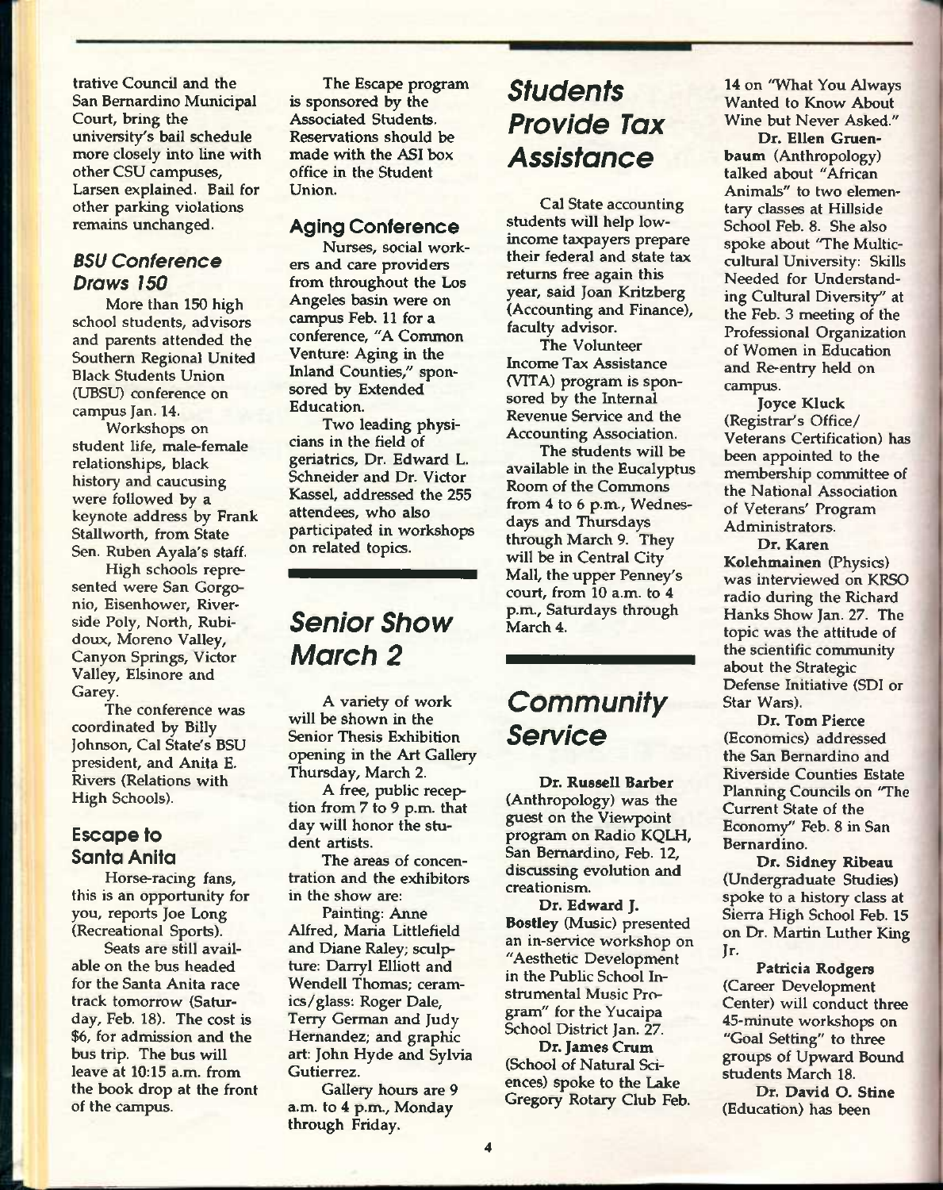trative Council and the San Bernardino Municipal Court, bring the university's bail schedule more closely into line with other CSU campuses, Larsen explained. Bail for other parking violations remains unchanged.

### BSU Conference Draws 150

More than 150 high school students, advisors and parents attended the Southern Regional United Black Students Union (UBSU) conference on campus Jan. 14.

Workshops on student life, male-female relationships, black history and caucusing were followed by a keynote address by Frank Stallworth, from State Sen. Ruben Ayala's staff.

High schools represented were San Gorgonio, Eisenhower, Riverside Poly, North, Rubidoux, Moreno Valley, Canyon Springs, Victor Valley, Elsinore and Garey.

The conference was coordinated by Billy Johnson, Cal State's BSU president, and Anita E. Rivers (Relations with High Schools).

### Escape to Santa Anita

Horse-racing fans, this is an opportunity for you, reports Joe Long (Recreational Sports).

Seats are still available on the bus headed for the Santa Anita race track tomorrow (Saturday, Feb. 18). The cost is $6, for admission and the bus trip. The bus will leave at 10:15 a.m. from the book drop at the front of the campus.

The Escape program is sponsored by the Associated Students. Reservations should be made with the ASI box office in the Student Union.

### Aging Conference

Nurses, social workers and care providers from throughout the Los Angeles basin were on campus Feb. 11 for a conference, "A Common Venture: Aging in the Inland Counties," sponsored by Extended Education.

Two leading physicians in the field of geriatrics, Dr. Edward L. Schneider and Dr. Victor Kassel, addressed the 255 attendees, who also participated in workshops on related topics.

## Senior Show March 2

A variety of work will be shown in the Senior Thesis Exhibition opening in the Art Gallery Thursday, March 2.

A free, public reception from 7 to 9 p.m. that day will honor the student artists.

The areas of concentration and the exhibitors in the show are:

Painting: Anne Alfred, Maria Littlefield and Diane Raley; sculpture: Darryl Elliott and Wendell Thomas; ceramics/glass: Roger Dale, Terry German and Judy Hernandez; and graphic art: John Hyde and Sylvia Gutierrez.

Gallery hours are 9 a.m. to 4 p.m., Monday through Friday.

## Students Provide Tax Assistance

Cal State accounting students will help low-income taxpayers prepare their federal and state tax returns free again this year, said Joan Kritzberg (Accounting and Finance), faculty advisor.

The Volunteer Income Tax Assistance (VITA) program is sponsored by the Internal Revenue Service and the Accounting Association.

The students will be available in the Eucalyptus Room of the Commons from 4 to 6 p.m., Wednesdays and Thursdays through March 9. They will be in Central City Mall, the upper Penney's court, from 10 a.m. to 4 p.m., Saturdays through March 4.

## Community Service

**Dr. Russell Barber** (Anthropology) was the guest on the Viewpoint program on Radio KQLH, San Bernardino, Feb. 12, discussing evolution and creationism.

**Dr. Edward J. Bostley** (Music) presented an in-service workshop on "Aesthetic Development in the Public School Instrumental Music Program" for the Yucaipa School District Jan. 27.

**Dr. James Crum** (School of Natural Sciences) spoke to the Lake Gregory Rotary Club Feb. 14 on "What You Always Wanted to Know About Wine but Never Asked."

**Dr. Ellen Gruenbaum** (Anthropology) talked about "African Animals" to two elementary classes at Hillside School Feb. 8. She also spoke about "The Multicultural University: Skills Needed for Understanding Cultural Diversity" at the Feb. 3 meeting of the Professional Organization of Women in Education and Re-entry held on campus.

**Joyce Kluck** (Registrar's Office/ Veterans Certification) has been appointed to the membership committee of the National Association of Veterans' Program Administrators.

**Dr. Karen Kolehmainen** (Physics) was interviewed on KRSO radio during the Richard Hanks Show Jan. 27. The topic was the attitude of the scientific community about the Strategic Defense Initiative (SDI or Star Wars).

**Dr. Tom Pierce** (Economics) addressed the San Bernardino and Riverside Counties Estate Planning Councils on "The Current State of the Economy" Feb. 8 in San Bernardino.

**Dr. Sidney Ribeau** (Undergraduate Studies) spoke to a history class at Sierra High School Feb. 15 on Dr. Martin Luther King Jr.

**Patricia Rodgers** (Career Development Center) will conduct three 45-minute workshops on "Goal Setting" to three groups of Upward Bound students March 18.

**Dr. David O. Stine** (Education) has been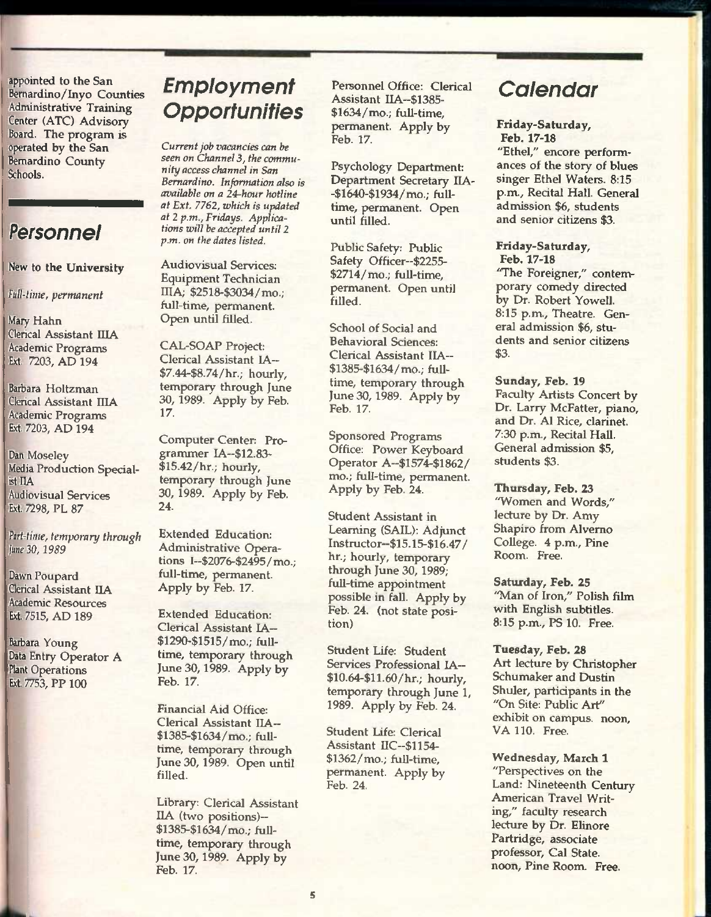appointed to the San Bernardino/Inyo Counties Administrative Training Center (ATC) Advisory Board. The program is operated by the San Bernardino County Schools.

## Personnel

**New to the University**

*Full-time, permanent*

Mary Hahn
Clerical Assistant IIIA
Academic Programs
Ext. 7203, AD 194

Barbara Holtzman
Clerical Assistant IIIA
Academic Programs
Ext. 7203, AD 194

Dan Moseley
Media Production Specialist IIA
Audiovisual Services
Ext. 7298, PL 87

*Part-time, temporary through June 30, 1989*

Dawn Poupard
Clerical Assistant IIA
Academic Resources
Ext. 7515, AD 189

Barbara Young
Data Entry Operator A
Plant Operations
Ext. 7753, PP 100

## Employment Opportunities

*Current job vacancies can be seen on Channel 3, the community access channel in San Bernardino. Information also is available on a 24-hour hotline at Ext. 7762, which is updated at 2 p.m., Fridays. Applications will be accepted until 2 p.m. on the dates listed.*

Audiovisual Services: Equipment Technician IIIA; $2518-$3034/mo.; full-time, permanent. Open until filled.

CAL-SOAP Project: Clerical Assistant IA--$7.44-$8.74/hr.; hourly, temporary through June 30, 1989. Apply by Feb. 17.

Computer Center: Programmer IA--$12.83-$15.42/hr.; hourly, temporary through June 30, 1989. Apply by Feb. 24.

Extended Education: Administrative Operations I--$2076-$2495/mo.; full-time, permanent. Apply by Feb. 17.

Extended Education: Clerical Assistant IA--$1290-$1515/mo.; full-time, temporary through June 30, 1989. Apply by Feb. 17.

Financial Aid Office: Clerical Assistant IIA--$1385-$1634/mo.; full-time, temporary through June 30, 1989. Open until filled.

Library: Clerical Assistant IIA (two positions)--$1385-$1634/mo.; full-time, temporary through June 30, 1989. Apply by Feb. 17.

Personnel Office: Clerical Assistant IIA--$1385-$1634/mo.; full-time, permanent. Apply by Feb. 17.

Psychology Department: Department Secretary IIA--$1640-$1934/mo.; full-time, permanent. Open until filled.

Public Safety: Public Safety Officer--$2255-$2714/mo.; full-time, permanent. Open until filled.

School of Social and Behavioral Sciences: Clerical Assistant IIA--$1385-$1634/mo.; full-time, temporary through June 30, 1989. Apply by Feb. 17.

Sponsored Programs Office: Power Keyboard Operator A--$1574-$1862/mo.; full-time, permanent. Apply by Feb. 24.

Student Assistant in Learning (SAIL): Adjunct Instructor--$15.15-$16.47/hr.; hourly, temporary through June 30, 1989; full-time appointment possible in fall. Apply by Feb. 24. (not state position)

Student Life: Student Services Professional IA--$10.64-$11.60/hr.; hourly, temporary through June 1, 1989. Apply by Feb. 24.

Student Life: Clerical Assistant IIC--$1154-$1362/mo.; full-time, permanent. Apply by Feb. 24.

## Calendar

**Friday-Saturday, Feb. 17-18**
"Ethel," encore performances of the story of blues singer Ethel Waters. 8:15 p.m., Recital Hall. General admission $6, students and senior citizens $3.

**Friday-Saturday, Feb. 17-18**
"The Foreigner," contemporary comedy directed by Dr. Robert Yowell. 8:15 p.m., Theatre. General admission $6, students and senior citizens $3.

**Sunday, Feb. 19**
Faculty Artists Concert by Dr. Larry McFatter, piano, and Dr. Al Rice, clarinet. 7:30 p.m., Recital Hall. General admission $5, students $3.

**Thursday, Feb. 23**
"Women and Words," lecture by Dr. Amy Shapiro from Alverno College. 4 p.m., Pine Room. Free.

**Saturday, Feb. 25**
"Man of Iron," Polish film with English subtitles. 8:15 p.m., PS 10. Free.

**Tuesday, Feb. 28**
Art lecture by Christopher Schumaker and Dustin Shuler, participants in the "On Site: Public Art" exhibit on campus. noon, VA 110. Free.

**Wednesday, March 1**
"Perspectives on the Land: Nineteenth Century American Travel Writing," faculty research lecture by Dr. Elinore Partridge, associate professor, Cal State. noon, Pine Room. Free.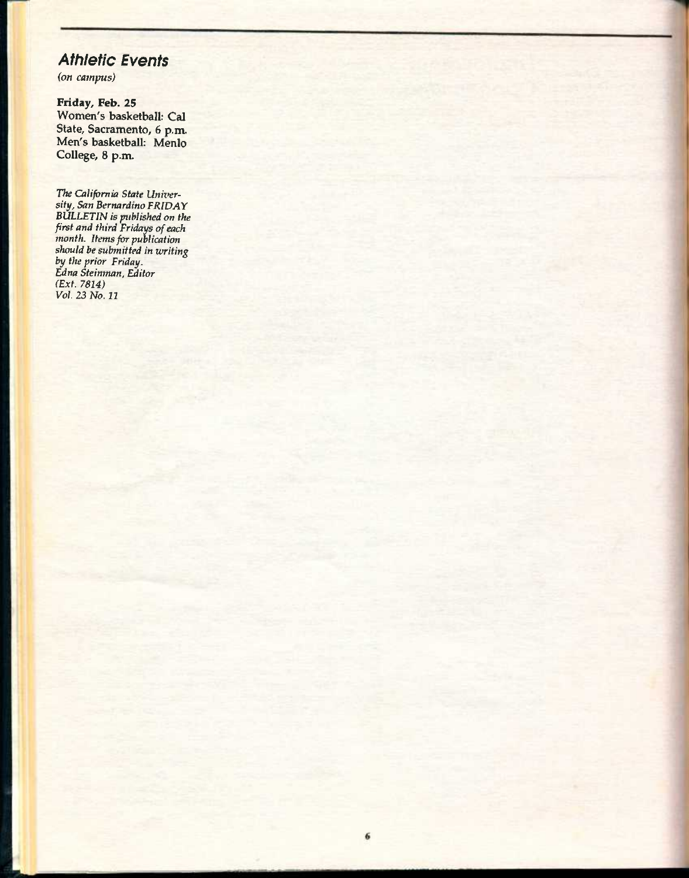## *Athletic Events*

*(on campus)*

**Friday, Feb. 25**
Women's basketball: Cal State, Sacramento, 6 p.m.
Men's basketball: Menlo College, 8 p.m.

*The California State University, San Bernardino FRIDAY BULLETIN is published on the first and third Fridays of each month. Items for publication should be submitted in writing by the prior Friday.*
*Edna Steinman, Editor*
*(Ext. 7814)*
*Vol. 23 No. 11*